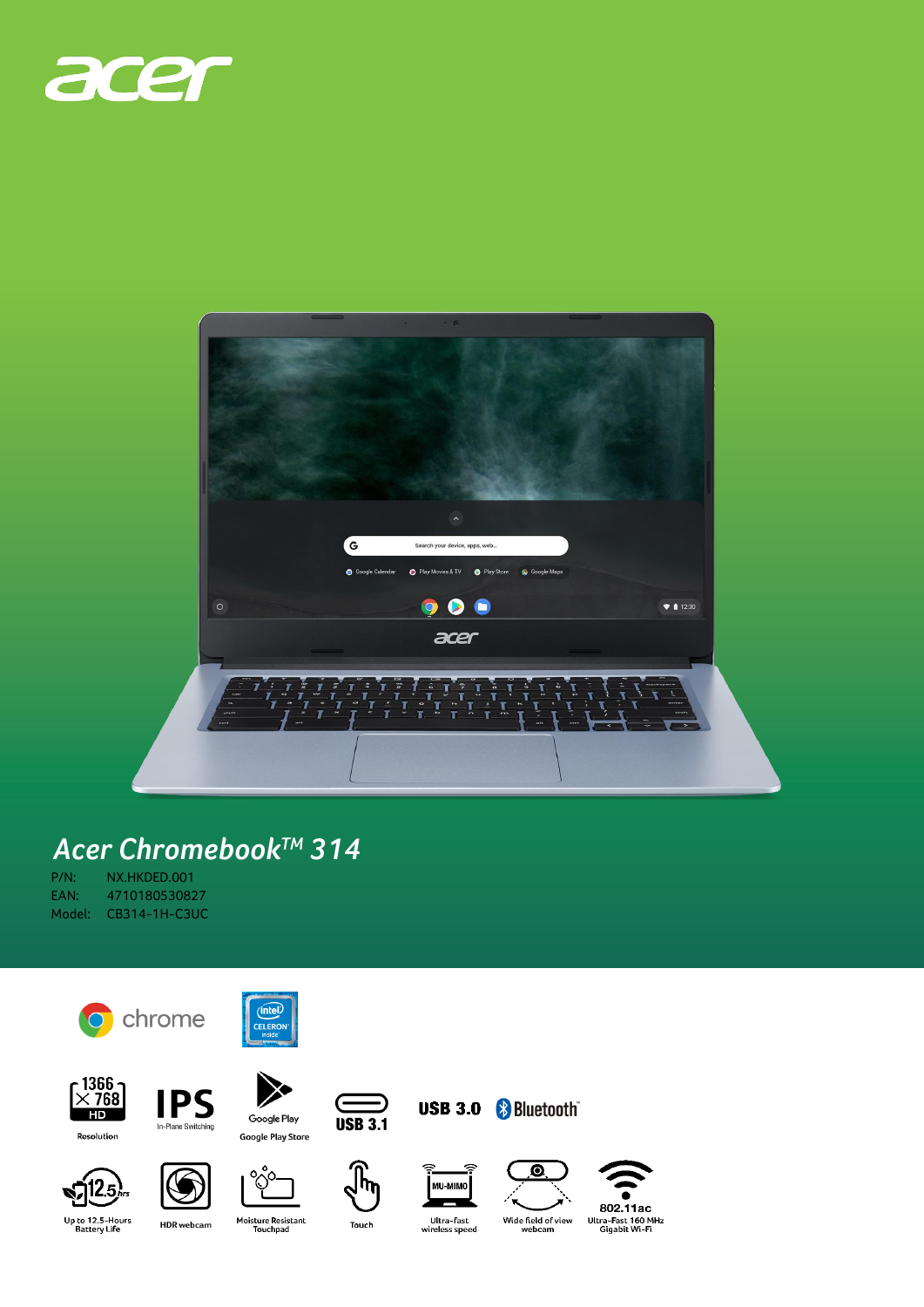# Acer Chromebook™ 314

P/N: NX.HKDED.001
EAN: 4710180530827
Model: CB314-1H-C3UC

chrome

intel CELERON inside

- 1366 × 768 HD — Resolution
- IPS — In-Plane Switching
- Google Play — Google Play Store
- USB 3.1
- USB 3.0
- Bluetooth
- 12.5 hrs — Up to 12.5-Hours Battery Life
- HDR webcam
- Moisture Resistant Touchpad
- Touch
- MU-MIMO — Ultra-fast wireless speed
- Wide field of view webcam
- 802.11ac — Ultra-Fast 160 MHz Gigabit Wi-Fi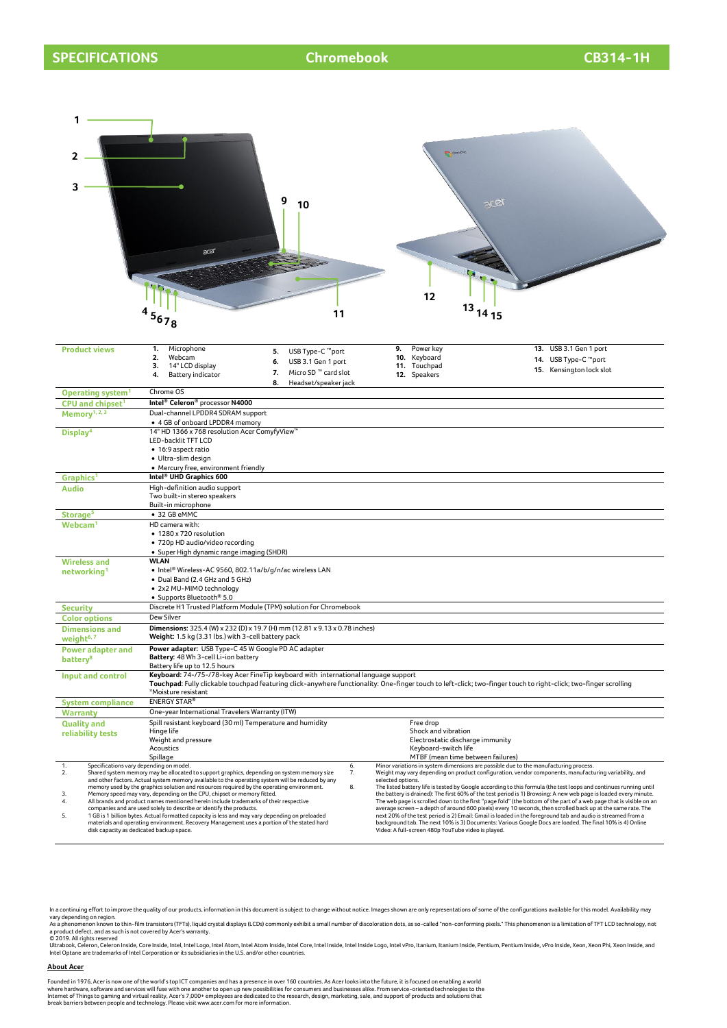# SPECIFICATIONS Chromebook CB314-1H

1
2
3
9 10
4 5 6 7 8
11
12
13 14 15

| | |
|---|---|
| **Product views** | 1. Microphone<br>2. Webcam<br>3. 14" LCD display<br>4. Battery indicator<br>5. USB Type-C ™port<br>6. USB 3.1 Gen 1 port<br>7. Micro SD ™ card slot<br>8. Headset/speaker jack<br>9. Power key<br>10. Keyboard<br>11. Touchpad<br>12. Speakers<br>13. USB 3.1 Gen 1 port<br>14. USB Type-C ™port<br>15. Kensington lock slot |
| **Operating system**[1] | Chrome OS |
| **CPU and chipset**[1] | **Intel® Celeron® processor N4000** |
| **Memory**[1, 2, 3] | Dual-channel LPDDR4 SDRAM support<br>• 4 GB of onboard LPDDR4 memory |
| **Display**[4] | 14" HD 1366 x 768 resolution Acer ComfyView™<br>LED-backlit TFT LCD<br>• 16:9 aspect ratio<br>• Ultra-slim design<br>• Mercury free, environment friendly |
| **Graphics**[1] | **Intel® UHD Graphics 600** |
| **Audio** | High-definition audio support<br>Two built-in stereo speakers<br>Built-in microphone |
| **Storage**[5] | • 32 GB eMMC |
| **Webcam**[1] | HD camera with:<br>• 1280 x 720 resolution<br>• 720p HD audio/video recording<br>• Super High dynamic range imaging (SHDR) |
| **Wireless and networking**[1] | **WLAN**<br>• Intel® Wireless-AC 9560, 802.11a/b/g/n/ac wireless LAN<br>• Dual Band (2.4 GHz and 5 GHz)<br>• 2x2 MU-MIMO technology<br>• Supports Bluetooth® 5.0 |
| **Security** | Discrete H1 Trusted Platform Module (TPM) solution for Chromebook |
| **Color options** | Dew Silver |
| **Dimensions and weight**[6, 7] | **Dimensions:** 325.4 (W) x 232 (D) x 19.7 (H) mm (12.81 x 9.13 x 0.78 inches)<br>**Weight:** 1.5 kg (3.31 lbs.) with 3-cell battery pack |
| **Power adapter and battery**[8] | **Power adapter:** USB Type-C 45 W Google PD AC adapter<br>**Battery:** 48 Wh 3-cell Li-ion battery<br>Battery life up to 12.5 hours |
| **Input and control** | **Keyboard:** 74-/75-/78-key Acer FineTip keyboard with international language support<br>**Touchpad:** Fully clickable touchpad featuring click-anywhere functionality: One-finger touch to left-click; two-finger touch to right-click; two-finger scrolling<br>*Moisture resistant |
| **System compliance** | ENERGY STAR® |
| **Warranty** | One-year International Travelers Warranty (ITW) |
| **Quality and reliability tests** | Spill resistant keyboard (30 ml) Temperature and humidity<br>Hinge life<br>Weight and pressure<br>Acoustics<br>Spillage<br>Free drop<br>Shock and vibration<br>Electrostatic discharge immunity<br>Keyboard-switch life<br>MTBF (mean time between failures) |

1. Specifications vary depending on model.
2. Shared system memory may be allocated to support graphics, depending on system memory size and other factors. Actual system memory available to the operating system will be reduced by any memory used by the graphics solution and resources required by the operating environment.
3. Memory speed may vary, depending on the CPU, chipset or memory fitted.
4. All brands and product names mentioned herein include trademarks of their respective companies and are used solely to describe or identify the products.
5. 1 GB is 1 billion bytes. Actual formatted capacity is less and may vary depending on preloaded materials and operating environment. Recovery Management uses a portion of the stated hard disk capacity as dedicated backup space.
6. Minor variations in system dimensions are possible due to the manufacturing process.
7. Weight may vary depending on product configuration, vendor components, manufacturing variability, and selected options.
8. The listed battery life is tested by Google according to this formula (the test loops and continues running until the battery is drained): The first 60% of the test period is 1) Browsing: A new web page is loaded every minute. The web page is scrolled down to the first "page fold" (the bottom of the part of a web page that is visible on an average screen – a depth of around 600 pixels) every 10 seconds, then scrolled back up at the same rate. The next 20% of the test period is 2) Email: Gmail is loaded in the foreground tab and audio is streamed from a background tab. The next 10% is 3) Documents: Various Google Docs are loaded. The final 10% is 4) Online Video: A full-screen 480p YouTube video is played.

In a continuing effort to improve the quality of our products, information in this document is subject to change without notice. Images shown are only representations of some of the configurations available for this model. Availability may vary depending on region.
As a phenomenon known to thin-film transistors (TFTs), liquid crystal displays (LCDs) commonly exhibit a small number of discoloration dots, as so-called "non-conforming pixels." This phenomenon is a limitation of TFT LCD technology, not a product defect, and as such is not covered by Acer's warranty.
© 2019. All rights reserved
Ultrabook, Celeron, Celeron Inside, Core Inside, Intel, Intel Logo, Intel Atom, Intel Atom Inside, Intel Core, Intel Inside, Intel Inside Logo, Intel vPro, Itanium, Itanium Inside, Pentium, Pentium Inside, vPro Inside, Xeon, Xeon Phi, Xeon Inside, and Intel Optane are trademarks of Intel Corporation or its subsidiaries in the U.S. and/or other countries.

## About Acer

Founded in 1976, Acer is now one of the world's top ICT companies and has a presence in over 160 countries. As Acer looks into the future, it is focused on enabling a world where hardware, software and services will fuse with one another to open up new possibilities for consumers and businesses alike. From service-oriented technologies to the Internet of Things to gaming and virtual reality, Acer's 7,000+ employees are dedicated to the research, design, marketing, sale, and support of products and solutions that break barriers between people and technology. Please visit www.acer.com for more information.